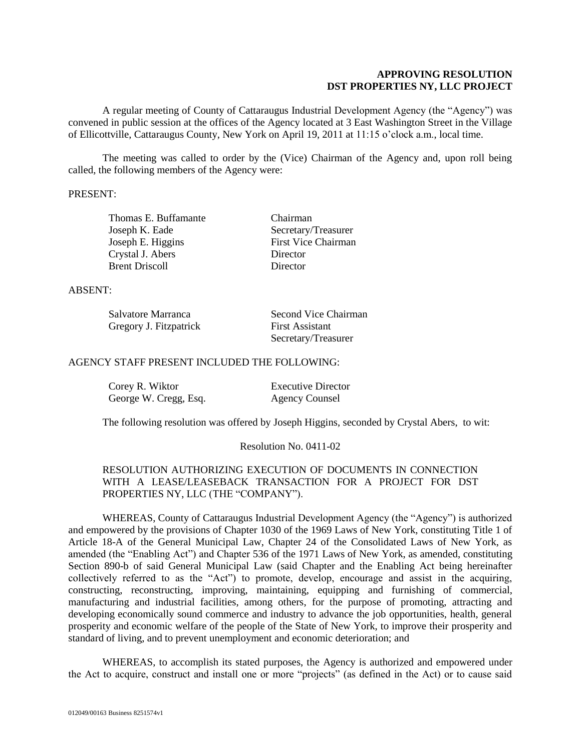**APPROVING RESOLUTION**
**DST PROPERTIES NY, LLC PROJECT**

A regular meeting of County of Cattaraugus Industrial Development Agency (the "Agency") was convened in public session at the offices of the Agency located at 3 East Washington Street in the Village of Ellicottville, Cattaraugus County, New York on April 19, 2011 at 11:15 o'clock a.m., local time.

The meeting was called to order by the (Vice) Chairman of the Agency and, upon roll being called, the following members of the Agency were:

PRESENT:

| | |
|---|---|
| Thomas E. Buffamante | Chairman |
| Joseph K. Eade | Secretary/Treasurer |
| Joseph E. Higgins | First Vice Chairman |
| Crystal J. Abers | Director |
| Brent Driscoll | Director |

ABSENT:

| | |
|---|---|
| Salvatore Marranca | Second Vice Chairman |
| Gregory J. Fitzpatrick | First Assistant Secretary/Treasurer |

AGENCY STAFF PRESENT INCLUDED THE FOLLOWING:

| | |
|---|---|
| Corey R. Wiktor | Executive Director |
| George W. Cregg, Esq. | Agency Counsel |

The following resolution was offered by Joseph Higgins, seconded by Crystal Abers, to wit:

Resolution No. 0411-02

RESOLUTION AUTHORIZING EXECUTION OF DOCUMENTS IN CONNECTION WITH A LEASE/LEASEBACK TRANSACTION FOR A PROJECT FOR DST PROPERTIES NY, LLC (THE "COMPANY").

WHEREAS, County of Cattaraugus Industrial Development Agency (the "Agency") is authorized and empowered by the provisions of Chapter 1030 of the 1969 Laws of New York, constituting Title 1 of Article 18-A of the General Municipal Law, Chapter 24 of the Consolidated Laws of New York, as amended (the "Enabling Act") and Chapter 536 of the 1971 Laws of New York, as amended, constituting Section 890-b of said General Municipal Law (said Chapter and the Enabling Act being hereinafter collectively referred to as the "Act") to promote, develop, encourage and assist in the acquiring, constructing, reconstructing, improving, maintaining, equipping and furnishing of commercial, manufacturing and industrial facilities, among others, for the purpose of promoting, attracting and developing economically sound commerce and industry to advance the job opportunities, health, general prosperity and economic welfare of the people of the State of New York, to improve their prosperity and standard of living, and to prevent unemployment and economic deterioration; and

WHEREAS, to accomplish its stated purposes, the Agency is authorized and empowered under the Act to acquire, construct and install one or more "projects" (as defined in the Act) or to cause said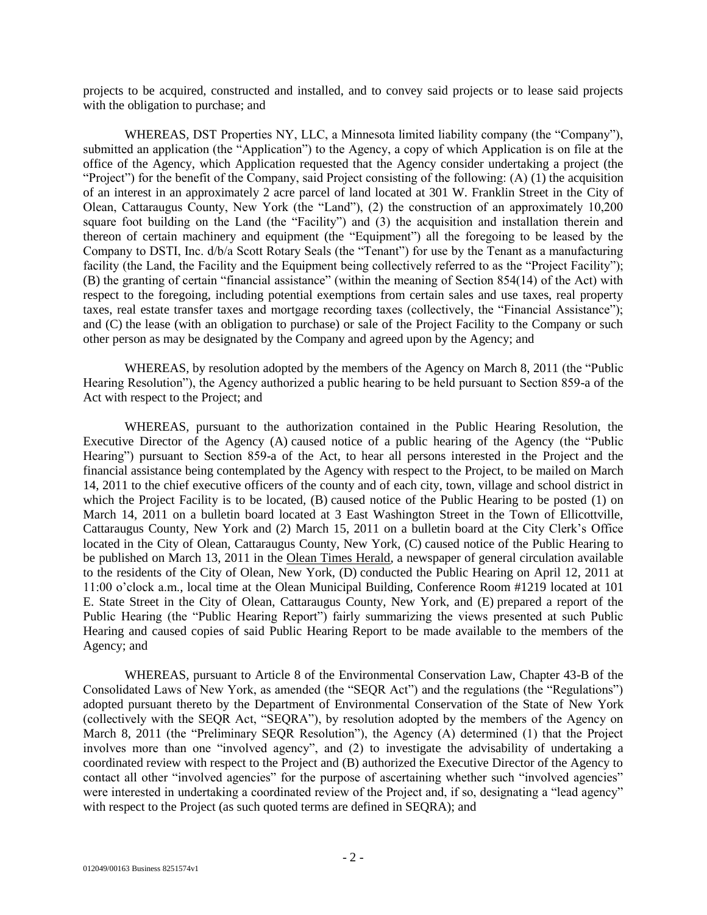projects to be acquired, constructed and installed, and to convey said projects or to lease said projects with the obligation to purchase; and

WHEREAS, DST Properties NY, LLC, a Minnesota limited liability company (the "Company"), submitted an application (the "Application") to the Agency, a copy of which Application is on file at the office of the Agency, which Application requested that the Agency consider undertaking a project (the "Project") for the benefit of the Company, said Project consisting of the following: (A) (1) the acquisition of an interest in an approximately 2 acre parcel of land located at 301 W. Franklin Street in the City of Olean, Cattaraugus County, New York (the "Land"), (2) the construction of an approximately 10,200 square foot building on the Land (the "Facility") and (3) the acquisition and installation therein and thereon of certain machinery and equipment (the "Equipment") all the foregoing to be leased by the Company to DSTI, Inc. d/b/a Scott Rotary Seals (the "Tenant") for use by the Tenant as a manufacturing facility (the Land, the Facility and the Equipment being collectively referred to as the "Project Facility"); (B) the granting of certain "financial assistance" (within the meaning of Section 854(14) of the Act) with respect to the foregoing, including potential exemptions from certain sales and use taxes, real property taxes, real estate transfer taxes and mortgage recording taxes (collectively, the "Financial Assistance"); and (C) the lease (with an obligation to purchase) or sale of the Project Facility to the Company or such other person as may be designated by the Company and agreed upon by the Agency; and

WHEREAS, by resolution adopted by the members of the Agency on March 8, 2011 (the "Public Hearing Resolution"), the Agency authorized a public hearing to be held pursuant to Section 859-a of the Act with respect to the Project; and

WHEREAS, pursuant to the authorization contained in the Public Hearing Resolution, the Executive Director of the Agency (A) caused notice of a public hearing of the Agency (the "Public Hearing") pursuant to Section 859-a of the Act, to hear all persons interested in the Project and the financial assistance being contemplated by the Agency with respect to the Project, to be mailed on March 14, 2011 to the chief executive officers of the county and of each city, town, village and school district in which the Project Facility is to be located, (B) caused notice of the Public Hearing to be posted (1) on March 14, 2011 on a bulletin board located at 3 East Washington Street in the Town of Ellicottville, Cattaraugus County, New York and (2) March 15, 2011 on a bulletin board at the City Clerk's Office located in the City of Olean, Cattaraugus County, New York, (C) caused notice of the Public Hearing to be published on March 13, 2011 in the Olean Times Herald, a newspaper of general circulation available to the residents of the City of Olean, New York, (D) conducted the Public Hearing on April 12, 2011 at 11:00 o'clock a.m., local time at the Olean Municipal Building, Conference Room #1219 located at 101 E. State Street in the City of Olean, Cattaraugus County, New York, and (E) prepared a report of the Public Hearing (the "Public Hearing Report") fairly summarizing the views presented at such Public Hearing and caused copies of said Public Hearing Report to be made available to the members of the Agency; and

WHEREAS, pursuant to Article 8 of the Environmental Conservation Law, Chapter 43-B of the Consolidated Laws of New York, as amended (the "SEQR Act") and the regulations (the "Regulations") adopted pursuant thereto by the Department of Environmental Conservation of the State of New York (collectively with the SEQR Act, "SEQRA"), by resolution adopted by the members of the Agency on March 8, 2011 (the "Preliminary SEQR Resolution"), the Agency (A) determined (1) that the Project involves more than one "involved agency", and (2) to investigate the advisability of undertaking a coordinated review with respect to the Project and (B) authorized the Executive Director of the Agency to contact all other "involved agencies" for the purpose of ascertaining whether such "involved agencies" were interested in undertaking a coordinated review of the Project and, if so, designating a "lead agency" with respect to the Project (as such quoted terms are defined in SEQRA); and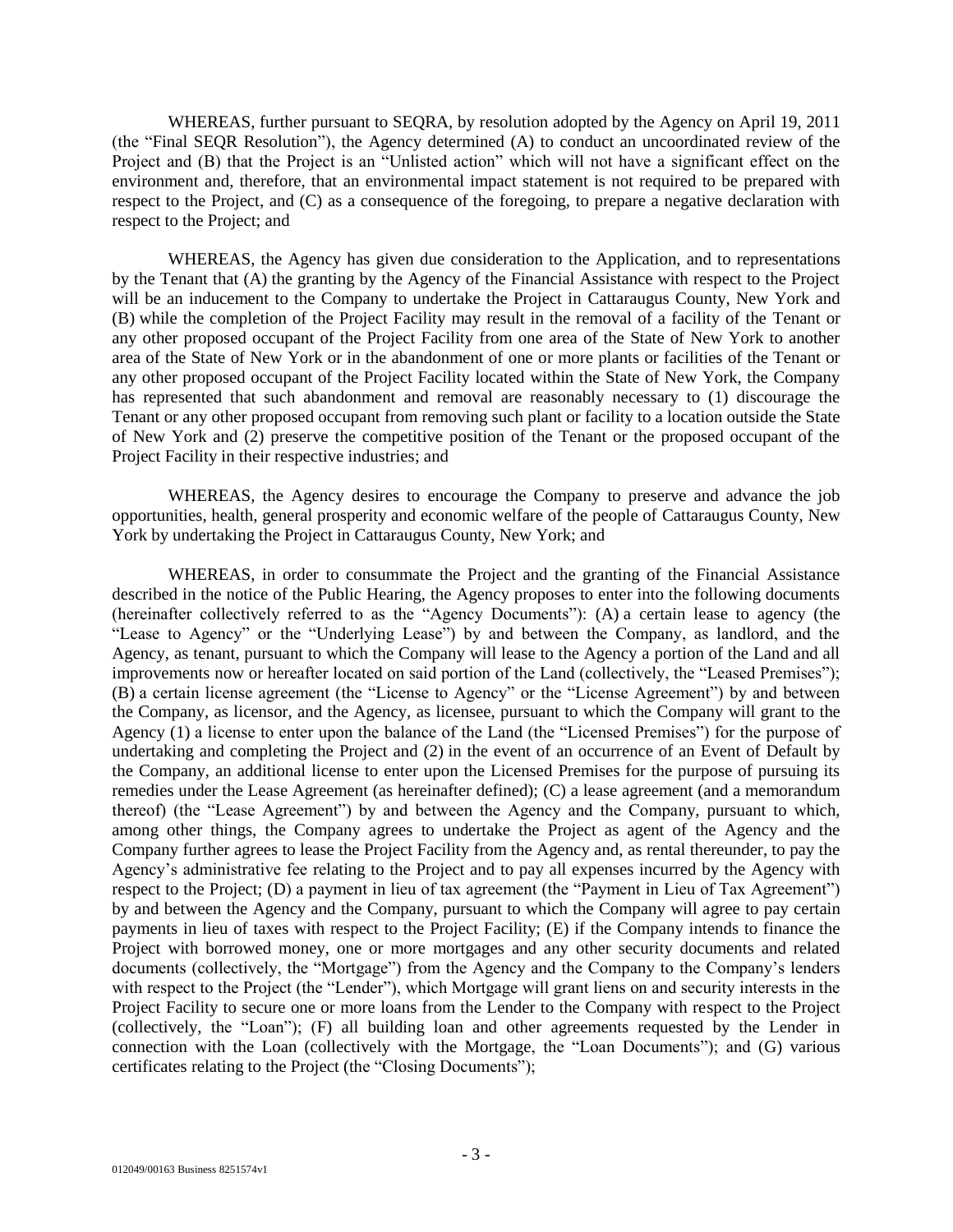WHEREAS, further pursuant to SEQRA, by resolution adopted by the Agency on April 19, 2011 (the "Final SEQR Resolution"), the Agency determined (A) to conduct an uncoordinated review of the Project and (B) that the Project is an "Unlisted action" which will not have a significant effect on the environment and, therefore, that an environmental impact statement is not required to be prepared with respect to the Project, and (C) as a consequence of the foregoing, to prepare a negative declaration with respect to the Project; and

WHEREAS, the Agency has given due consideration to the Application, and to representations by the Tenant that (A) the granting by the Agency of the Financial Assistance with respect to the Project will be an inducement to the Company to undertake the Project in Cattaraugus County, New York and (B) while the completion of the Project Facility may result in the removal of a facility of the Tenant or any other proposed occupant of the Project Facility from one area of the State of New York to another area of the State of New York or in the abandonment of one or more plants or facilities of the Tenant or any other proposed occupant of the Project Facility located within the State of New York, the Company has represented that such abandonment and removal are reasonably necessary to (1) discourage the Tenant or any other proposed occupant from removing such plant or facility to a location outside the State of New York and (2) preserve the competitive position of the Tenant or the proposed occupant of the Project Facility in their respective industries; and

WHEREAS, the Agency desires to encourage the Company to preserve and advance the job opportunities, health, general prosperity and economic welfare of the people of Cattaraugus County, New York by undertaking the Project in Cattaraugus County, New York; and

WHEREAS, in order to consummate the Project and the granting of the Financial Assistance described in the notice of the Public Hearing, the Agency proposes to enter into the following documents (hereinafter collectively referred to as the "Agency Documents"): (A) a certain lease to agency (the "Lease to Agency" or the "Underlying Lease") by and between the Company, as landlord, and the Agency, as tenant, pursuant to which the Company will lease to the Agency a portion of the Land and all improvements now or hereafter located on said portion of the Land (collectively, the "Leased Premises"); (B) a certain license agreement (the "License to Agency" or the "License Agreement") by and between the Company, as licensor, and the Agency, as licensee, pursuant to which the Company will grant to the Agency (1) a license to enter upon the balance of the Land (the "Licensed Premises") for the purpose of undertaking and completing the Project and (2) in the event of an occurrence of an Event of Default by the Company, an additional license to enter upon the Licensed Premises for the purpose of pursuing its remedies under the Lease Agreement (as hereinafter defined); (C) a lease agreement (and a memorandum thereof) (the "Lease Agreement") by and between the Agency and the Company, pursuant to which, among other things, the Company agrees to undertake the Project as agent of the Agency and the Company further agrees to lease the Project Facility from the Agency and, as rental thereunder, to pay the Agency's administrative fee relating to the Project and to pay all expenses incurred by the Agency with respect to the Project; (D) a payment in lieu of tax agreement (the "Payment in Lieu of Tax Agreement") by and between the Agency and the Company, pursuant to which the Company will agree to pay certain payments in lieu of taxes with respect to the Project Facility; (E) if the Company intends to finance the Project with borrowed money, one or more mortgages and any other security documents and related documents (collectively, the "Mortgage") from the Agency and the Company to the Company's lenders with respect to the Project (the "Lender"), which Mortgage will grant liens on and security interests in the Project Facility to secure one or more loans from the Lender to the Company with respect to the Project (collectively, the "Loan"); (F) all building loan and other agreements requested by the Lender in connection with the Loan (collectively with the Mortgage, the "Loan Documents"); and (G) various certificates relating to the Project (the "Closing Documents");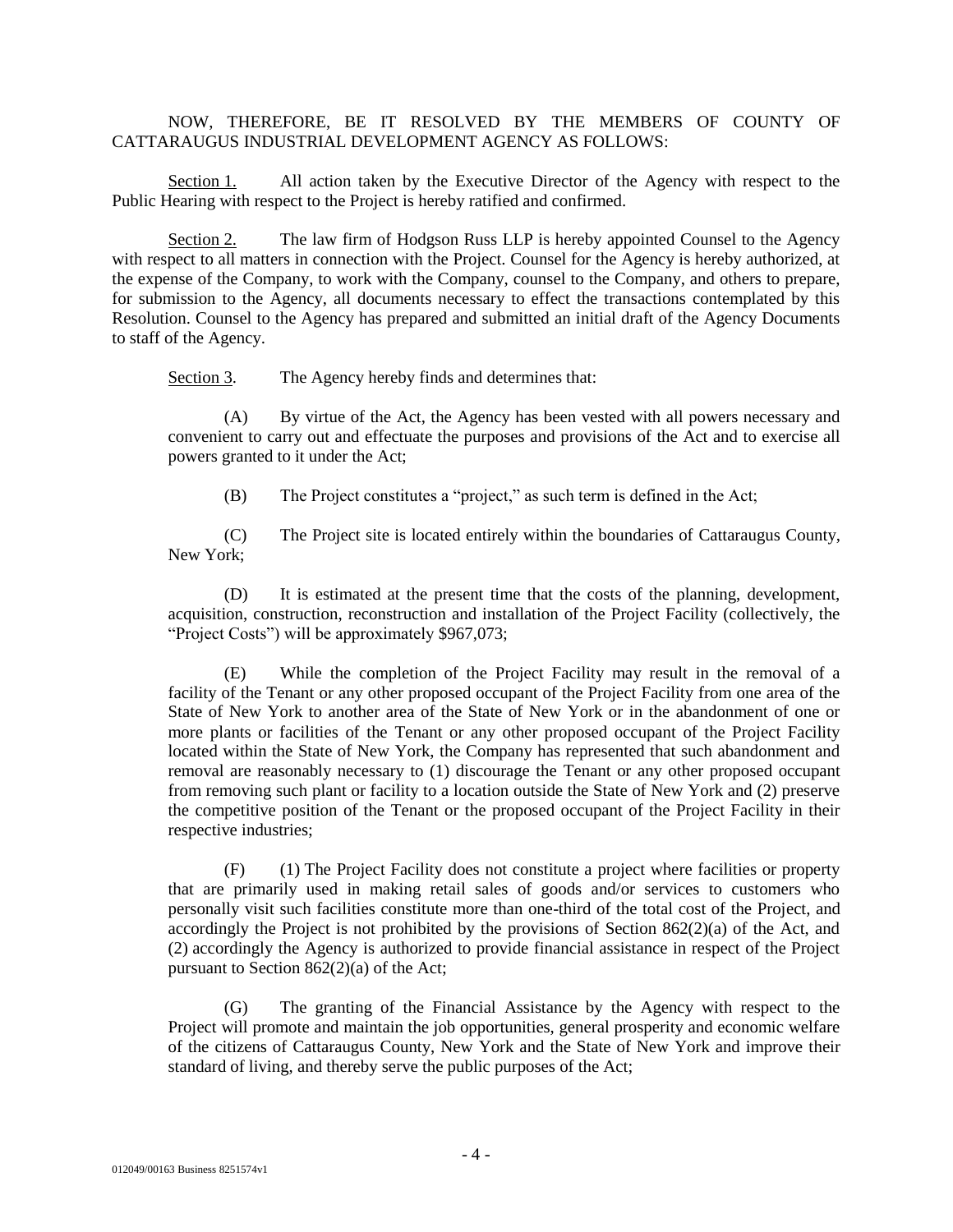NOW, THEREFORE, BE IT RESOLVED BY THE MEMBERS OF COUNTY OF CATTARAUGUS INDUSTRIAL DEVELOPMENT AGENCY AS FOLLOWS:

Section 1. All action taken by the Executive Director of the Agency with respect to the Public Hearing with respect to the Project is hereby ratified and confirmed.

Section 2. The law firm of Hodgson Russ LLP is hereby appointed Counsel to the Agency with respect to all matters in connection with the Project. Counsel for the Agency is hereby authorized, at the expense of the Company, to work with the Company, counsel to the Company, and others to prepare, for submission to the Agency, all documents necessary to effect the transactions contemplated by this Resolution. Counsel to the Agency has prepared and submitted an initial draft of the Agency Documents to staff of the Agency.

Section 3. The Agency hereby finds and determines that:

(A) By virtue of the Act, the Agency has been vested with all powers necessary and convenient to carry out and effectuate the purposes and provisions of the Act and to exercise all powers granted to it under the Act;

(B) The Project constitutes a "project," as such term is defined in the Act;

(C) The Project site is located entirely within the boundaries of Cattaraugus County, New York;

(D) It is estimated at the present time that the costs of the planning, development, acquisition, construction, reconstruction and installation of the Project Facility (collectively, the "Project Costs") will be approximately $967,073;

(E) While the completion of the Project Facility may result in the removal of a facility of the Tenant or any other proposed occupant of the Project Facility from one area of the State of New York to another area of the State of New York or in the abandonment of one or more plants or facilities of the Tenant or any other proposed occupant of the Project Facility located within the State of New York, the Company has represented that such abandonment and removal are reasonably necessary to (1) discourage the Tenant or any other proposed occupant from removing such plant or facility to a location outside the State of New York and (2) preserve the competitive position of the Tenant or the proposed occupant of the Project Facility in their respective industries;

(F) (1) The Project Facility does not constitute a project where facilities or property that are primarily used in making retail sales of goods and/or services to customers who personally visit such facilities constitute more than one-third of the total cost of the Project, and accordingly the Project is not prohibited by the provisions of Section 862(2)(a) of the Act, and (2) accordingly the Agency is authorized to provide financial assistance in respect of the Project pursuant to Section 862(2)(a) of the Act;

(G) The granting of the Financial Assistance by the Agency with respect to the Project will promote and maintain the job opportunities, general prosperity and economic welfare of the citizens of Cattaraugus County, New York and the State of New York and improve their standard of living, and thereby serve the public purposes of the Act;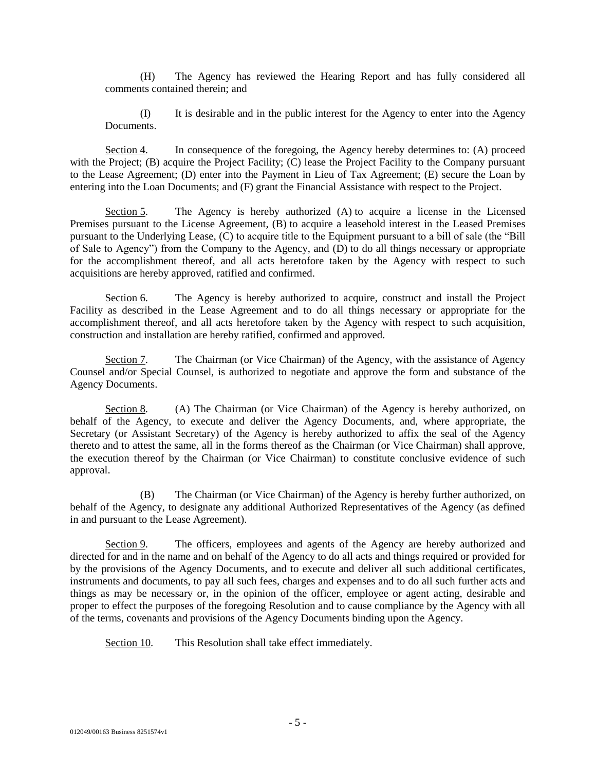(H) The Agency has reviewed the Hearing Report and has fully considered all comments contained therein; and

(I) It is desirable and in the public interest for the Agency to enter into the Agency Documents.

Section 4. In consequence of the foregoing, the Agency hereby determines to: (A) proceed with the Project; (B) acquire the Project Facility; (C) lease the Project Facility to the Company pursuant to the Lease Agreement; (D) enter into the Payment in Lieu of Tax Agreement; (E) secure the Loan by entering into the Loan Documents; and (F) grant the Financial Assistance with respect to the Project.

Section 5. The Agency is hereby authorized (A) to acquire a license in the Licensed Premises pursuant to the License Agreement, (B) to acquire a leasehold interest in the Leased Premises pursuant to the Underlying Lease, (C) to acquire title to the Equipment pursuant to a bill of sale (the "Bill of Sale to Agency") from the Company to the Agency, and (D) to do all things necessary or appropriate for the accomplishment thereof, and all acts heretofore taken by the Agency with respect to such acquisitions are hereby approved, ratified and confirmed.

Section 6. The Agency is hereby authorized to acquire, construct and install the Project Facility as described in the Lease Agreement and to do all things necessary or appropriate for the accomplishment thereof, and all acts heretofore taken by the Agency with respect to such acquisition, construction and installation are hereby ratified, confirmed and approved.

Section 7. The Chairman (or Vice Chairman) of the Agency, with the assistance of Agency Counsel and/or Special Counsel, is authorized to negotiate and approve the form and substance of the Agency Documents.

Section 8. (A) The Chairman (or Vice Chairman) of the Agency is hereby authorized, on behalf of the Agency, to execute and deliver the Agency Documents, and, where appropriate, the Secretary (or Assistant Secretary) of the Agency is hereby authorized to affix the seal of the Agency thereto and to attest the same, all in the forms thereof as the Chairman (or Vice Chairman) shall approve, the execution thereof by the Chairman (or Vice Chairman) to constitute conclusive evidence of such approval.

(B) The Chairman (or Vice Chairman) of the Agency is hereby further authorized, on behalf of the Agency, to designate any additional Authorized Representatives of the Agency (as defined in and pursuant to the Lease Agreement).

Section 9. The officers, employees and agents of the Agency are hereby authorized and directed for and in the name and on behalf of the Agency to do all acts and things required or provided for by the provisions of the Agency Documents, and to execute and deliver all such additional certificates, instruments and documents, to pay all such fees, charges and expenses and to do all such further acts and things as may be necessary or, in the opinion of the officer, employee or agent acting, desirable and proper to effect the purposes of the foregoing Resolution and to cause compliance by the Agency with all of the terms, covenants and provisions of the Agency Documents binding upon the Agency.

Section 10. This Resolution shall take effect immediately.

012049/00163 Business 8251574v1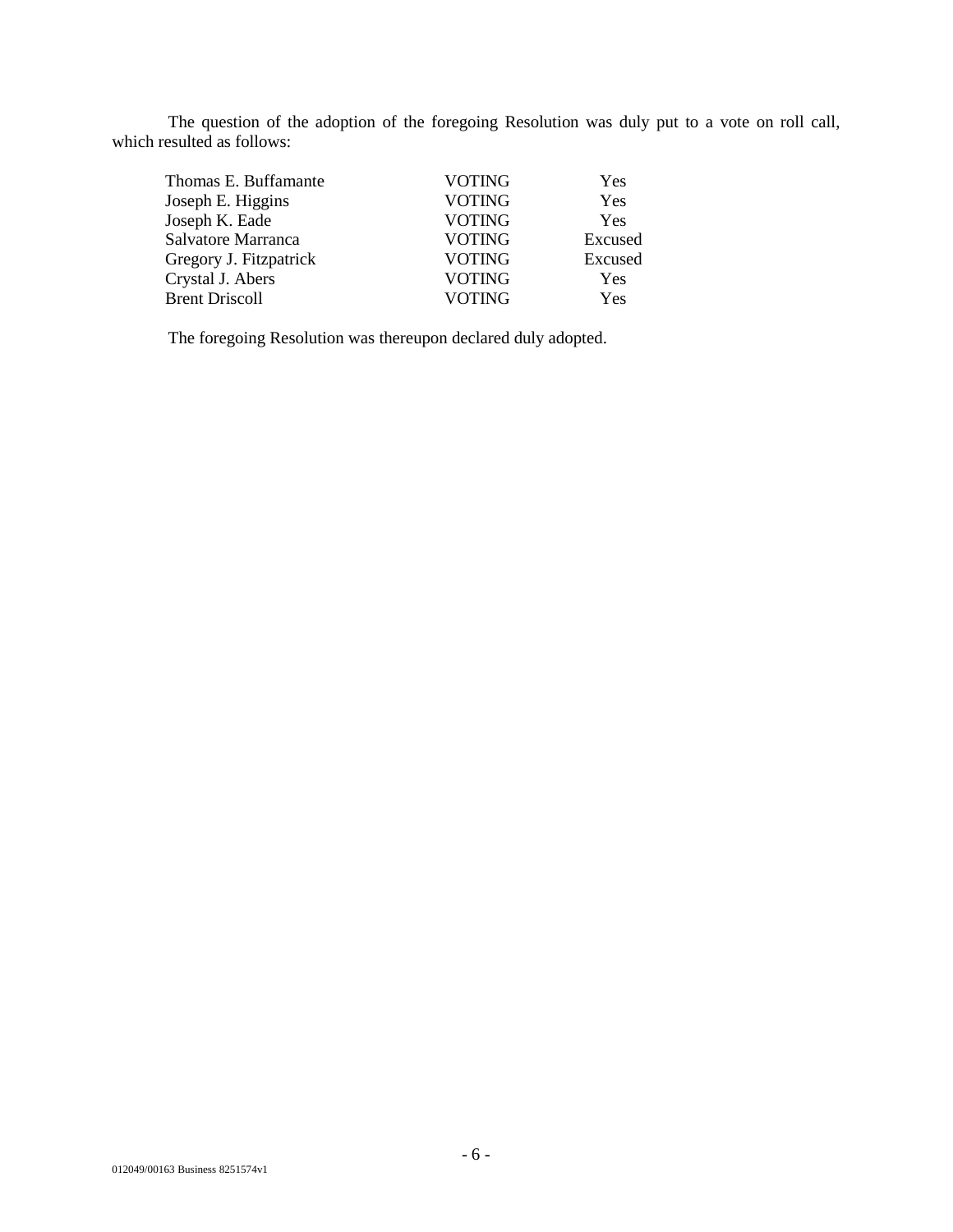The question of the adoption of the foregoing Resolution was duly put to a vote on roll call, which resulted as follows:

| | | |
|---|---|---|
| Thomas E. Buffamante | VOTING | Yes |
| Joseph E. Higgins | VOTING | Yes |
| Joseph K. Eade | VOTING | Yes |
| Salvatore Marranca | VOTING | Excused |
| Gregory J. Fitzpatrick | VOTING | Excused |
| Crystal J. Abers | VOTING | Yes |
| Brent Driscoll | VOTING | Yes |

The foregoing Resolution was thereupon declared duly adopted.

012049/00163 Business 8251574v1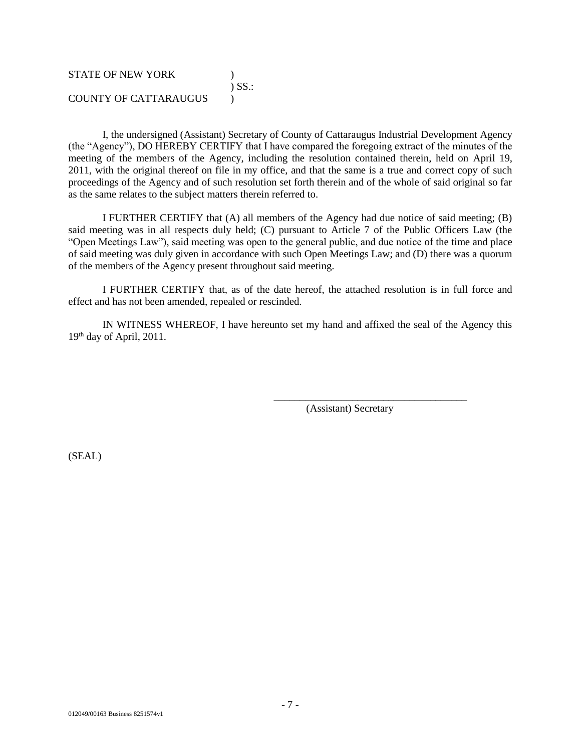STATE OF NEW YORK )
) SS.:
COUNTY OF CATTARAUGUS )

I, the undersigned (Assistant) Secretary of County of Cattaraugus Industrial Development Agency (the "Agency"), DO HEREBY CERTIFY that I have compared the foregoing extract of the minutes of the meeting of the members of the Agency, including the resolution contained therein, held on April 19, 2011, with the original thereof on file in my office, and that the same is a true and correct copy of such proceedings of the Agency and of such resolution set forth therein and of the whole of said original so far as the same relates to the subject matters therein referred to.

I FURTHER CERTIFY that (A) all members of the Agency had due notice of said meeting; (B) said meeting was in all respects duly held; (C) pursuant to Article 7 of the Public Officers Law (the "Open Meetings Law"), said meeting was open to the general public, and due notice of the time and place of said meeting was duly given in accordance with such Open Meetings Law; and (D) there was a quorum of the members of the Agency present throughout said meeting.

I FURTHER CERTIFY that, as of the date hereof, the attached resolution is in full force and effect and has not been amended, repealed or rescinded.

IN WITNESS WHEREOF, I have hereunto set my hand and affixed the seal of the Agency this 19th day of April, 2011.

\_\_\_\_\_\_\_\_\_\_\_\_\_\_\_\_\_\_\_\_\_\_\_\_\_\_\_\_\_\_\_\_\_\_\_\_\_\_
(Assistant) Secretary

(SEAL)

012049/00163 Business 8251574v1